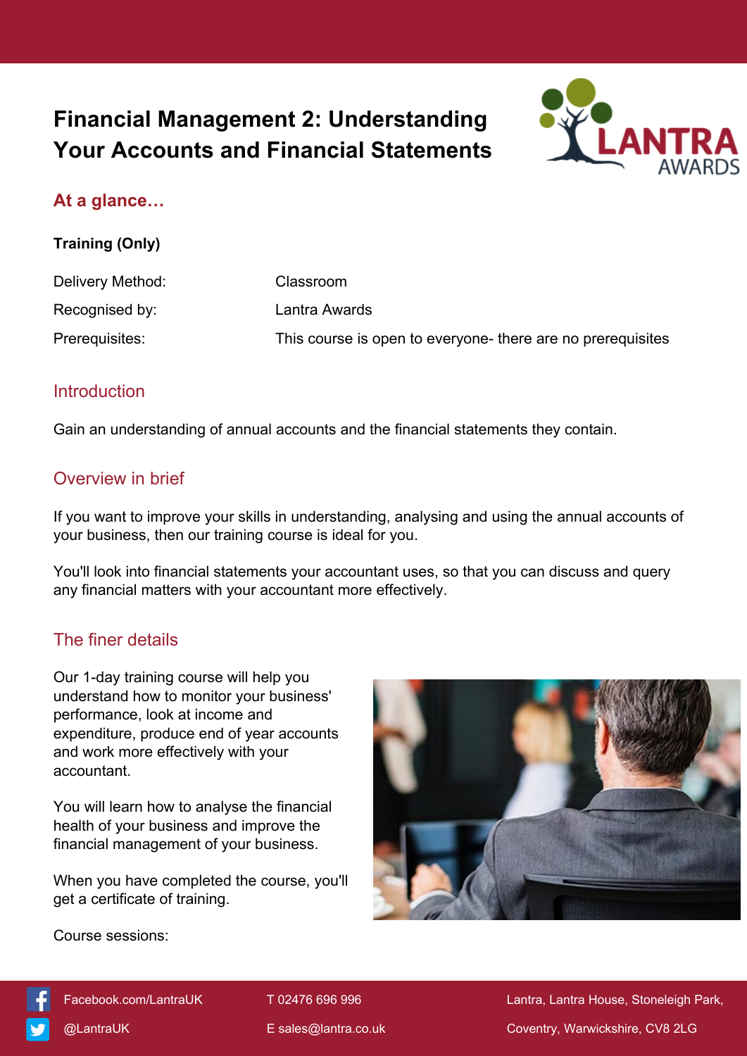# Financial Management 2: Understanding Your Accounts and Financial Statements

## At a glance…

**Training (Only)**

| | |
|---|---|
| Delivery Method: | Classroom |
| Recognised by: | Lantra Awards |
| Prerequisites: | This course is open to everyone- there are no prerequisites |

## Introduction

Gain an understanding of annual accounts and the financial statements they contain.

## Overview in brief

If you want to improve your skills in understanding, analysing and using the annual accounts of your business, then our training course is ideal for you.

You'll look into financial statements your accountant uses, so that you can discuss and query any financial matters with your accountant more effectively.

## The finer details

Our 1-day training course will help you understand how to monitor your business' performance, look at income and expenditure, produce end of year accounts and work more effectively with your accountant.

You will learn how to analyse the financial health of your business and improve the financial management of your business.

When you have completed the course, you'll get a certificate of training.

Course sessions:

Facebook.com/LantraUK

@LantraUK

T 02476 696 996

E sales@lantra.co.uk

Lantra, Lantra House, Stoneleigh Park, Coventry, Warwickshire, CV8 2LG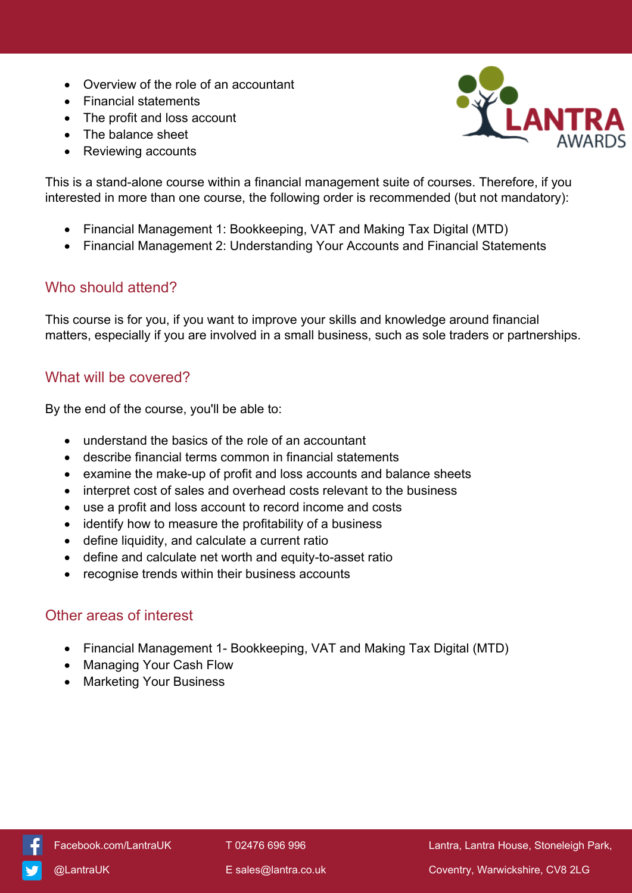- Overview of the role of an accountant
- Financial statements
- The profit and loss account
- The balance sheet
- Reviewing accounts

This is a stand-alone course within a financial management suite of courses. Therefore, if you interested in more than one course, the following order is recommended (but not mandatory):

- Financial Management 1: Bookkeeping, VAT and Making Tax Digital (MTD)
- Financial Management 2: Understanding Your Accounts and Financial Statements

## Who should attend?

This course is for you, if you want to improve your skills and knowledge around financial matters, especially if you are involved in a small business, such as sole traders or partnerships.

## What will be covered?

By the end of the course, you'll be able to:

- understand the basics of the role of an accountant
- describe financial terms common in financial statements
- examine the make-up of profit and loss accounts and balance sheets
- interpret cost of sales and overhead costs relevant to the business
- use a profit and loss account to record income and costs
- identify how to measure the profitability of a business
- define liquidity, and calculate a current ratio
- define and calculate net worth and equity-to-asset ratio
- recognise trends within their business accounts

## Other areas of interest

- Financial Management 1- Bookkeeping, VAT and Making Tax Digital (MTD)
- Managing Your Cash Flow
- Marketing Your Business

Facebook.com/LantraUK
@LantraUK
T 02476 696 996
E sales@lantra.co.uk
Lantra, Lantra House, Stoneleigh Park, Coventry, Warwickshire, CV8 2LG